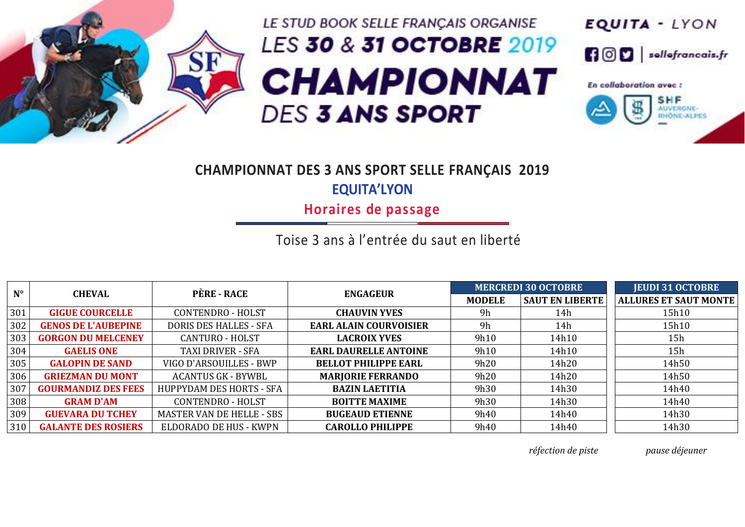LE STUD BOOK SELLE FRANÇAIS ORGANISE LES **30 & 31 OCTOBRE** 2019

# CHAMPIONNAT DES 3 ANS SPORT

EQUITA - LYON

sellefrancais.fr

En collaboration avec : SHF AUVERGNE-RHÔNE-ALPES

## CHAMPIONNAT DES 3 ANS SPORT SELLE FRANÇAIS 2019

### EQUITA'LYON

### Horaires de passage

Toise 3 ans à l'entrée du saut en liberté

| N° | CHEVAL | PÈRE - RACE | ENGAGEUR | MERCREDI 30 OCTOBRE | | JEUDI 31 OCTOBRE |
|---|---|---|---|---|---|---|
| | | | | MODELE | SAUT EN LIBERTE | ALLURES ET SAUT MONTE |
| 301 | **GIGUE COURCELLE** | CONTENDRO - HOLST | **CHAUVIN YVES** | 9h | 14h | 15h10 |
| 302 | **GENOS DE L'AUBEPINE** | DORIS DES HALLES - SFA | **EARL ALAIN COURVOISIER** | 9h | 14h | 15h10 |
| 303 | **GORGON DU MELCENEY** | CANTURO - HOLST | **LACROIX YVES** | 9h10 | 14h10 | 15h |
| 304 | **GAELIS ONE** | TAXI DRIVER - SFA | **EARL DAURELLE ANTOINE** | 9h10 | 14h10 | 15h |
| 305 | **GALOPIN DE SAND** | VIGO D'ARSOUILLES - BWP | **BELLOT PHILIPPE EARL** | 9h20 | 14h20 | 14h50 |
| 306 | **GRIEZMAN DU MONT** | ACANTUS GK - BYWBL | **MARJORIE FERRANDO** | 9h20 | 14h20 | 14h50 |
| 307 | **GOURMANDIZ DES FEES** | HUPPYDAM DES HORTS - SFA | **BAZIN LAETITIA** | 9h30 | 14h30 | 14h40 |
| 308 | **GRAM D'AM** | CONTENDRO - HOLST | **BOITTE MAXIME** | 9h30 | 14h30 | 14h40 |
| 309 | **GUEVARA DU TCHEY** | MASTER VAN DE HELLE - SBS | **BUGEAUD ETIENNE** | 9h40 | 14h40 | 14h30 |
| 310 | **GALANTE DES ROSIERS** | ELDORADO DE HUS - KWPN | **CAROLLO PHILIPPE** | 9h40 | 14h40 | 14h30 |

*réfection de piste* *pause déjeuner*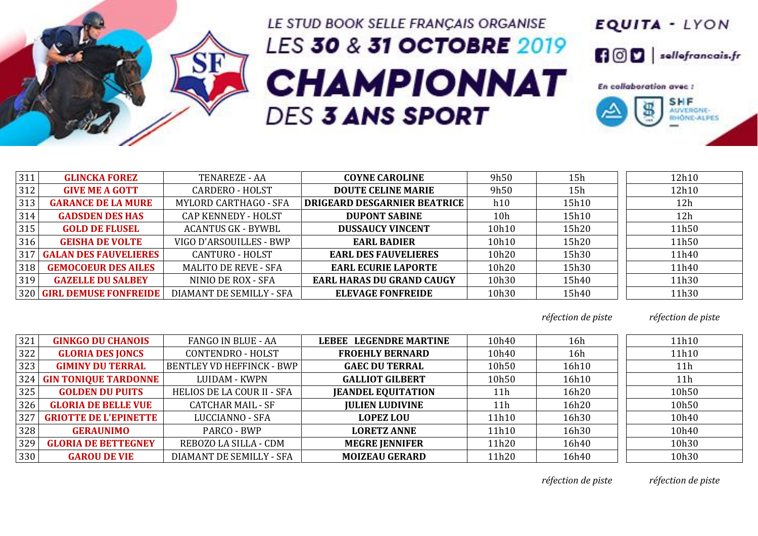LE STUD BOOK SELLE FRANÇAIS ORGANISE

# LES 30 & 31 OCTOBRE 2019 CHAMPIONNAT DES 3 ANS SPORT

EQUITA - LYON

sellefrancais.fr

En collaboration avec : SHF AUVERGNE-RHÔNE-ALPES

| | | | | | | |
|---|---|---|---|---|---|---|
| 311 | **GLINCKA FOREZ** | TENAREZE - AA | **COYNE CAROLINE** | 9h50 | 15h | 12h10 |
| 312 | **GIVE ME A GOTT** | CARDERO - HOLST | **DOUTE CELINE MARIE** | 9h50 | 15h | 12h10 |
| 313 | **GARANCE DE LA MURE** | MYLORD CARTHAGO - SFA | **DRIGEARD DESGARNIER BEATRICE** | h10 | 15h10 | 12h |
| 314 | **GADSDEN DES HAS** | CAP KENNEDY - HOLST | **DUPONT SABINE** | 10h | 15h10 | 12h |
| 315 | **GOLD DE FLUSEL** | ACANTUS GK - BYWBL | **DUSSAUCY VINCENT** | 10h10 | 15h20 | 11h50 |
| 316 | **GEISHA DE VOLTE** | VIGO D'ARSOUILLES - BWP | **EARL BADIER** | 10h10 | 15h20 | 11h50 |
| 317 | **GALAN DES FAUVELIERES** | CANTURO - HOLST | **EARL DES FAUVELIERES** | 10h20 | 15h30 | 11h40 |
| 318 | **GEMOCOEUR DES AILES** | MALITO DE REVE - SFA | **EARL ECURIE LAPORTE** | 10h20 | 15h30 | 11h40 |
| 319 | **GAZELLE DU SALBEY** | NINIO DE ROX - SFA | **EARL HARAS DU GRAND CAUGY** | 10h30 | 15h40 | 11h30 |
| 320 | **GIRL DEMUSE FONFREIDE** | DIAMANT DE SEMILLY - SFA | **ELEVAGE FONFREIDE** | 10h30 | 15h40 | 11h30 |
| | | | | | *réfection de piste* | *réfection de piste* |
| 321 | **GINKGO DU CHANOIS** | FANGO IN BLUE - AA | **LEBEE LEGENDRE MARTINE** | 10h40 | 16h | 11h10 |
| 322 | **GLORIA DES JONCS** | CONTENDRO - HOLST | **FROEHLY BERNARD** | 10h40 | 16h | 11h10 |
| 323 | **GIMINY DU TERRAL** | BENTLEY VD HEFFINCK - BWP | **GAEC DU TERRAL** | 10h50 | 16h10 | 11h |
| 324 | **GIN TONIQUE TARDONNE** | LUIDAM - KWPN | **GALLIOT GILBERT** | 10h50 | 16h10 | 11h |
| 325 | **GOLDEN DU PUITS** | HELIOS DE LA COUR II - SFA | **JEANDEL EQUITATION** | 11h | 16h20 | 10h50 |
| 326 | **GLORIA DE BELLE VUE** | CATCHAR MAIL - SF | **JULIEN LUDIVINE** | 11h | 16h20 | 10h50 |
| 327 | **GRIOTTE DE L'EPINETTE** | LUCCIANNO - SFA | **LOPEZ LOU** | 11h10 | 16h30 | 10h40 |
| 328 | **GERAUNIMO** | PARCO - BWP | **LORETZ ANNE** | 11h10 | 16h30 | 10h40 |
| 329 | **GLORIA DE BETTEGNEY** | REBOZO LA SILLA - CDM | **MEGRE JENNIFER** | 11h20 | 16h40 | 10h30 |
| 330 | **GAROU DE VIE** | DIAMANT DE SEMILLY - SFA | **MOIZEAU GERARD** | 11h20 | 16h40 | 10h30 |
| | | | | | *réfection de piste* | *réfection de piste* |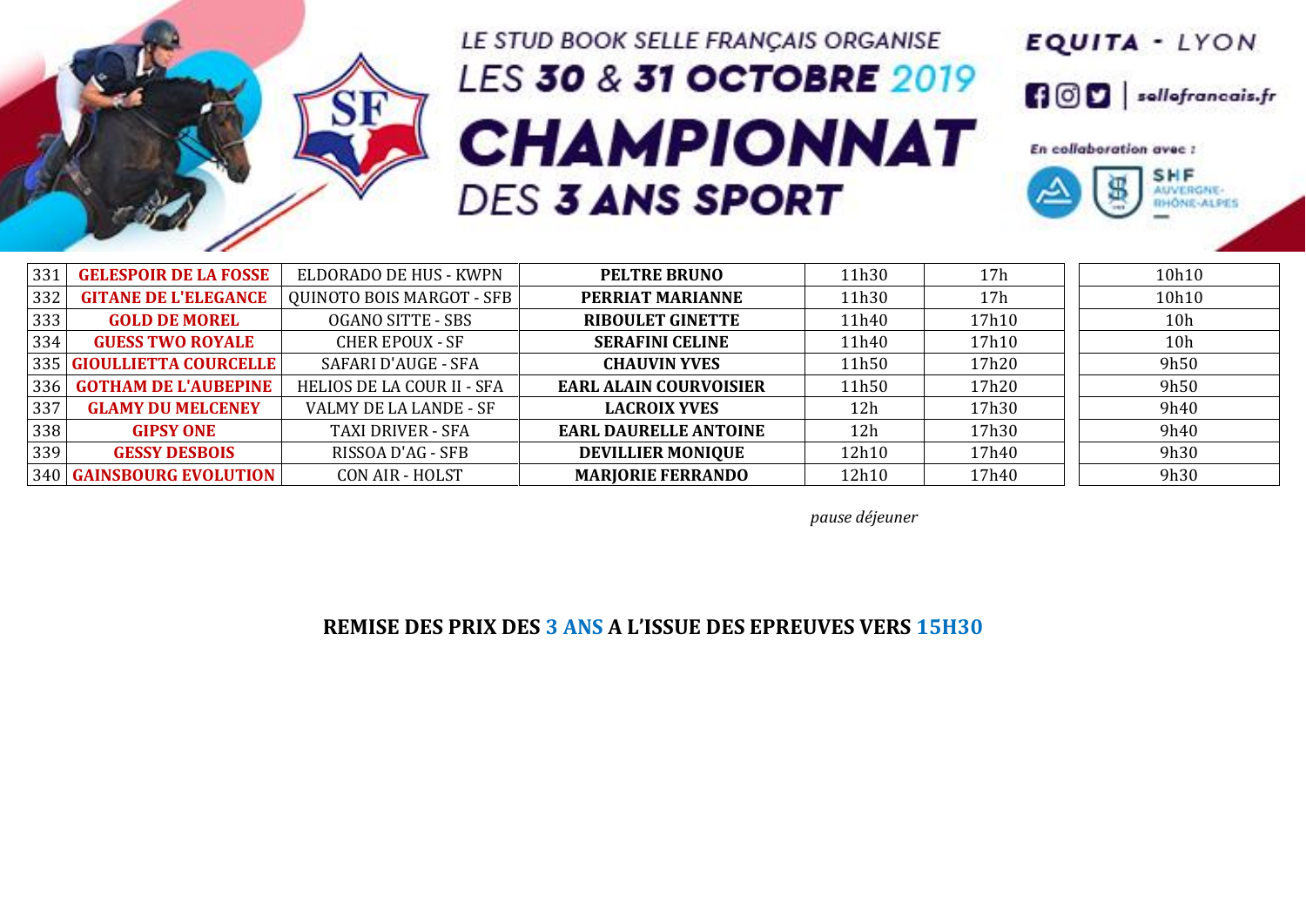LE STUD BOOK SELLE FRANÇAIS ORGANISE

LES **30** & **31 OCTOBRE** 2019

# CHAMPIONNAT DES 3 ANS SPORT

EQUITA - LYON

sellefrancais.fr

En collaboration avec : SHF AUVERGNE-RHÔNE-ALPES

| | | | | | | |
|---|---|---|---|---|---|---|
| 331 | **GELESPOIR DE LA FOSSE** | ELDORADO DE HUS - KWPN | **PELTRE BRUNO** | 11h30 | 17h | 10h10 |
| 332 | **GITANE DE L'ELEGANCE** | QUINOTO BOIS MARGOT - SFB | **PERRIAT MARIANNE** | 11h30 | 17h | 10h10 |
| 333 | **GOLD DE MOREL** | OGANO SITTE - SBS | **RIBOULET GINETTE** | 11h40 | 17h10 | 10h |
| 334 | **GUESS TWO ROYALE** | CHER EPOUX - SF | **SERAFINI CELINE** | 11h40 | 17h10 | 10h |
| 335 | **GIOULLIETTA COURCELLE** | SAFARI D'AUGE - SFA | **CHAUVIN YVES** | 11h50 | 17h20 | 9h50 |
| 336 | **GOTHAM DE L'AUBEPINE** | HELIOS DE LA COUR II - SFA | **EARL ALAIN COURVOISIER** | 11h50 | 17h20 | 9h50 |
| 337 | **GLAMY DU MELCENEY** | VALMY DE LA LANDE - SF | **LACROIX YVES** | 12h | 17h30 | 9h40 |
| 338 | **GIPSY ONE** | TAXI DRIVER - SFA | **EARL DAURELLE ANTOINE** | 12h | 17h30 | 9h40 |
| 339 | **GESSY DESBOIS** | RISSOA D'AG - SFB | **DEVILLIER MONIQUE** | 12h10 | 17h40 | 9h30 |
| 340 | **GAINSBOURG EVOLUTION** | CON AIR - HOLST | **MARJORIE FERRANDO** | 12h10 | 17h40 | 9h30 |

*pause déjeuner*

**REMISE DES PRIX DES 3 ANS A L'ISSUE DES EPREUVES VERS 15H30**